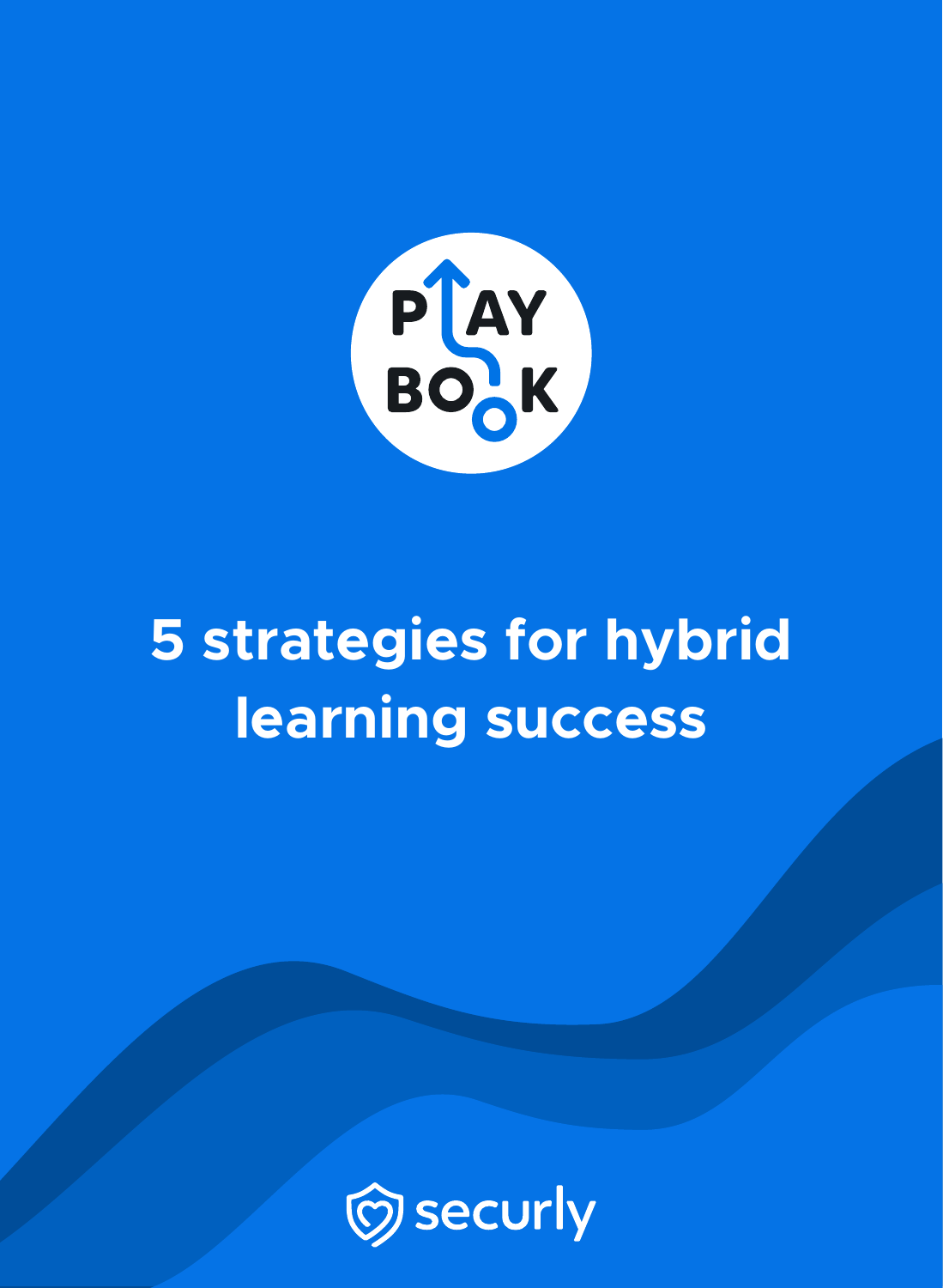PLAYBOOK

# 5 strategies for hybrid learning success

securly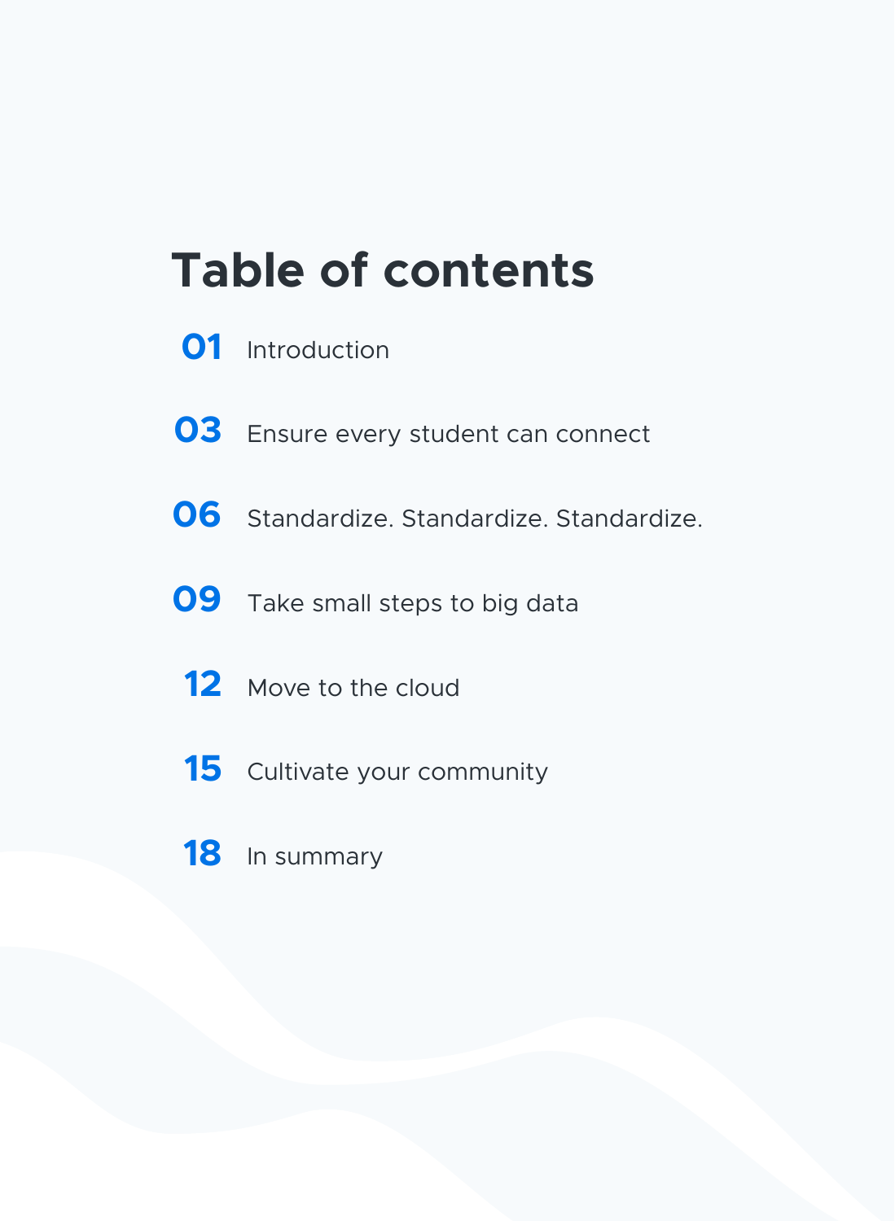# Table of contents

| | |
|---|---|
| 01 | Introduction |
| 03 | Ensure every student can connect |
| 06 | Standardize. Standardize. Standardize. |
| 09 | Take small steps to big data |
| 12 | Move to the cloud |
| 15 | Cultivate your community |
| 18 | In summary |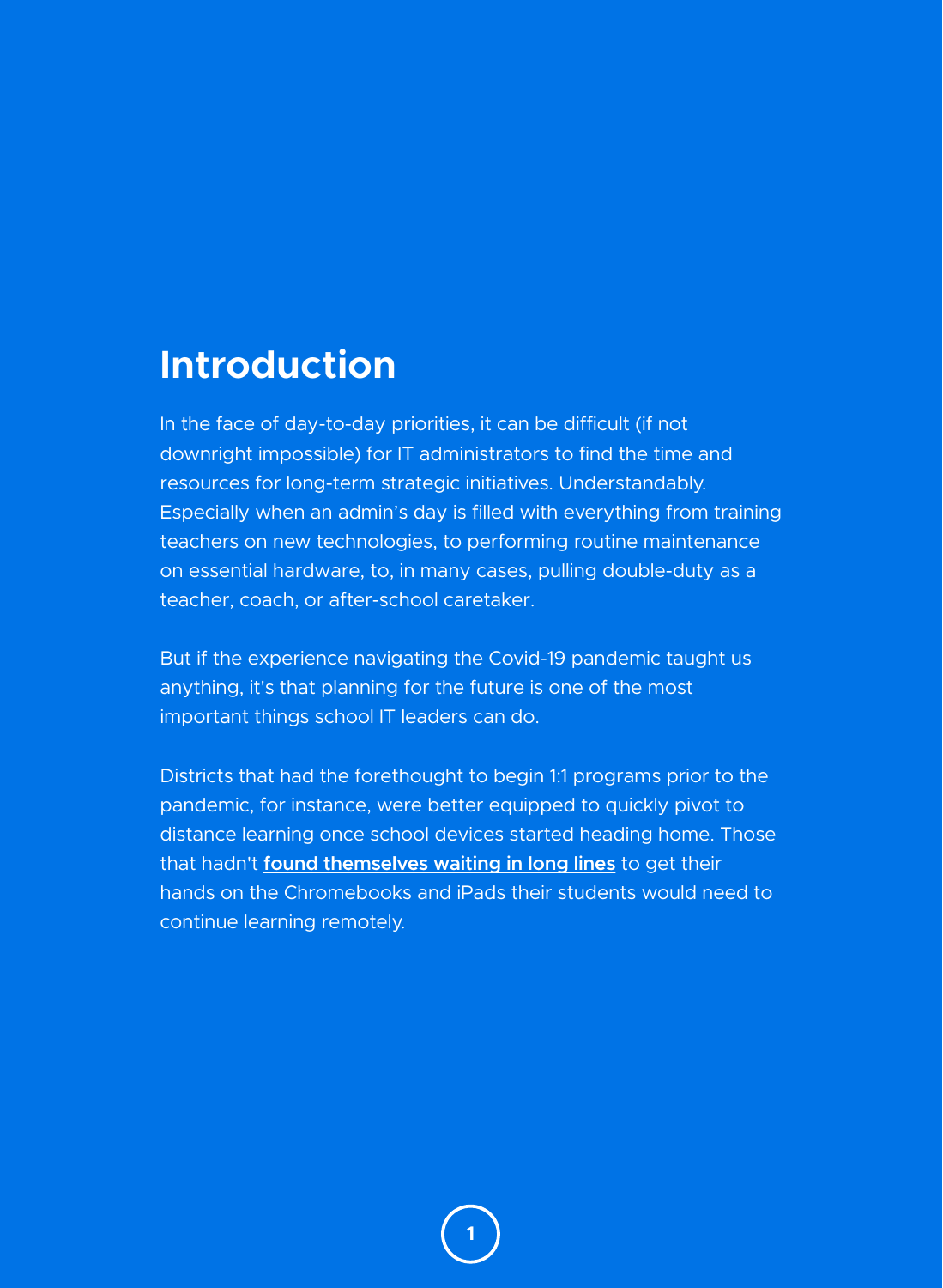# Introduction

In the face of day-to-day priorities, it can be difficult (if not downright impossible) for IT administrators to find the time and resources for long-term strategic initiatives. Understandably. Especially when an admin's day is filled with everything from training teachers on new technologies, to performing routine maintenance on essential hardware, to, in many cases, pulling double-duty as a teacher, coach, or after-school caretaker.

But if the experience navigating the Covid-19 pandemic taught us anything, it's that planning for the future is one of the most important things school IT leaders can do.

Districts that had the forethought to begin 1:1 programs prior to the pandemic, for instance, were better equipped to quickly pivot to distance learning once school devices started heading home. Those that hadn't **found themselves waiting in long lines** to get their hands on the Chromebooks and iPads their students would need to continue learning remotely.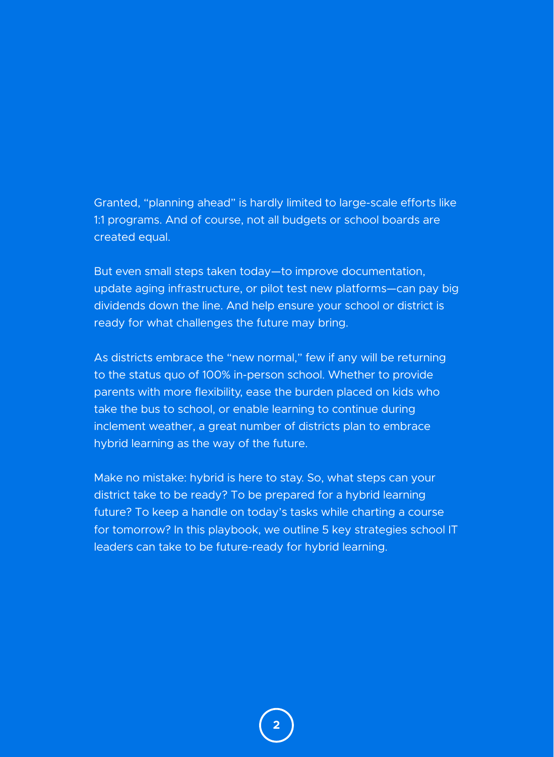Granted, "planning ahead" is hardly limited to large-scale efforts like 1:1 programs. And of course, not all budgets or school boards are created equal.

But even small steps taken today—to improve documentation, update aging infrastructure, or pilot test new platforms—can pay big dividends down the line. And help ensure your school or district is ready for what challenges the future may bring.

As districts embrace the "new normal," few if any will be returning to the status quo of 100% in-person school. Whether to provide parents with more flexibility, ease the burden placed on kids who take the bus to school, or enable learning to continue during inclement weather, a great number of districts plan to embrace hybrid learning as the way of the future.

Make no mistake: hybrid is here to stay. So, what steps can your district take to be ready? To be prepared for a hybrid learning future? To keep a handle on today's tasks while charting a course for tomorrow? In this playbook, we outline 5 key strategies school IT leaders can take to be future-ready for hybrid learning.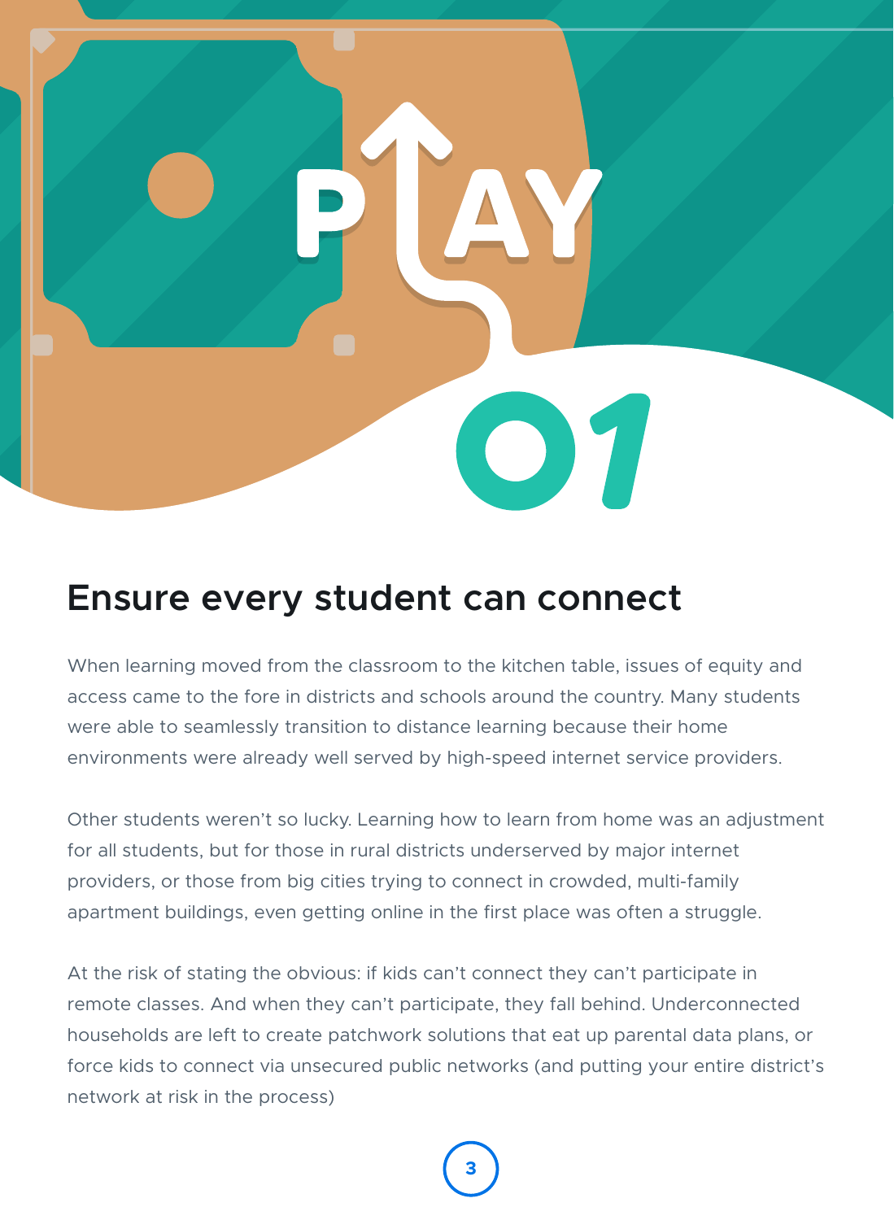# PLAY 01

## Ensure every student can connect

When learning moved from the classroom to the kitchen table, issues of equity and access came to the fore in districts and schools around the country. Many students were able to seamlessly transition to distance learning because their home environments were already well served by high-speed internet service providers.

Other students weren't so lucky. Learning how to learn from home was an adjustment for all students, but for those in rural districts underserved by major internet providers, or those from big cities trying to connect in crowded, multi-family apartment buildings, even getting online in the first place was often a struggle.

At the risk of stating the obvious: if kids can't connect they can't participate in remote classes. And when they can't participate, they fall behind. Underconnected households are left to create patchwork solutions that eat up parental data plans, or force kids to connect via unsecured public networks (and putting your entire district's network at risk in the process)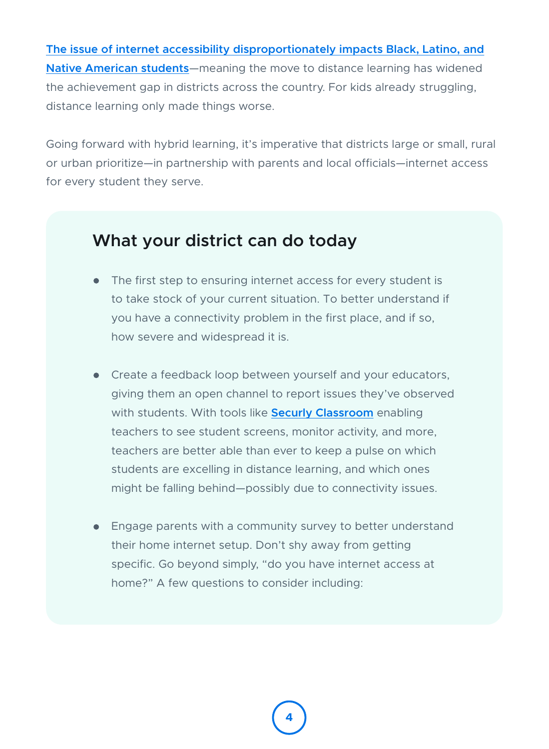[The issue of internet accessibility disproportionately impacts Black, Latino, and Native American students]—meaning the move to distance learning has widened the achievement gap in districts across the country. For kids already struggling, distance learning only made things worse.

Going forward with hybrid learning, it's imperative that districts large or small, rural or urban prioritize—in partnership with parents and local officials—internet access for every student they serve.

## What your district can do today

- The first step to ensuring internet access for every student is to take stock of your current situation. To better understand if you have a connectivity problem in the first place, and if so, how severe and widespread it is.
- Create a feedback loop between yourself and your educators, giving them an open channel to report issues they've observed with students. With tools like **Securly Classroom** enabling teachers to see student screens, monitor activity, and more, teachers are better able than ever to keep a pulse on which students are excelling in distance learning, and which ones might be falling behind—possibly due to connectivity issues.
- Engage parents with a community survey to better understand their home internet setup. Don't shy away from getting specific. Go beyond simply, "do you have internet access at home?" A few questions to consider including: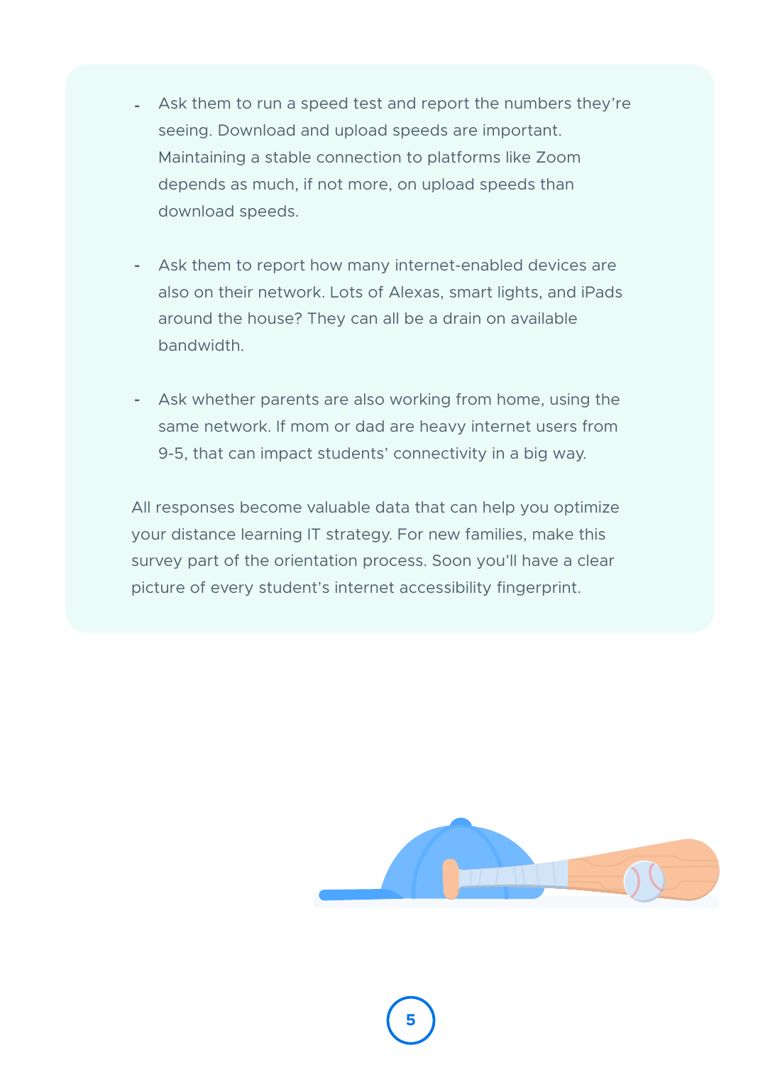- Ask them to run a speed test and report the numbers they're seeing. Download and upload speeds are important. Maintaining a stable connection to platforms like Zoom depends as much, if not more, on upload speeds than download speeds.

- Ask them to report how many internet-enabled devices are also on their network. Lots of Alexas, smart lights, and iPads around the house? They can all be a drain on available bandwidth.

- Ask whether parents are also working from home, using the same network. If mom or dad are heavy internet users from 9-5, that can impact students' connectivity in a big way.

All responses become valuable data that can help you optimize your distance learning IT strategy. For new families, make this survey part of the orientation process. Soon you'll have a clear picture of every student's internet accessibility fingerprint.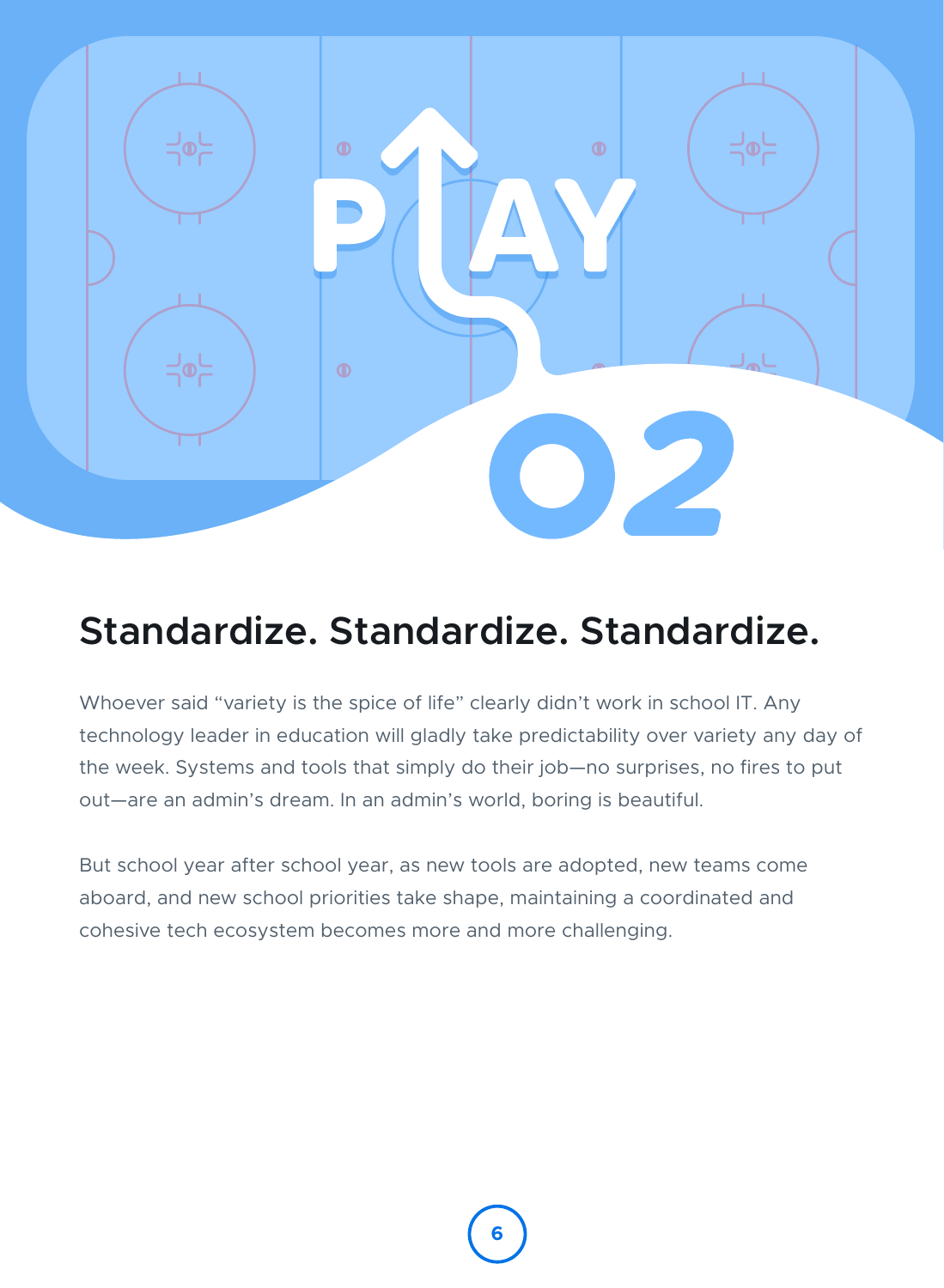# PLAY 02

## Standardize. Standardize. Standardize.

Whoever said “variety is the spice of life” clearly didn’t work in school IT. Any technology leader in education will gladly take predictability over variety any day of the week. Systems and tools that simply do their job—no surprises, no fires to put out—are an admin’s dream. In an admin’s world, boring is beautiful.

But school year after school year, as new tools are adopted, new teams come aboard, and new school priorities take shape, maintaining a coordinated and cohesive tech ecosystem becomes more and more challenging.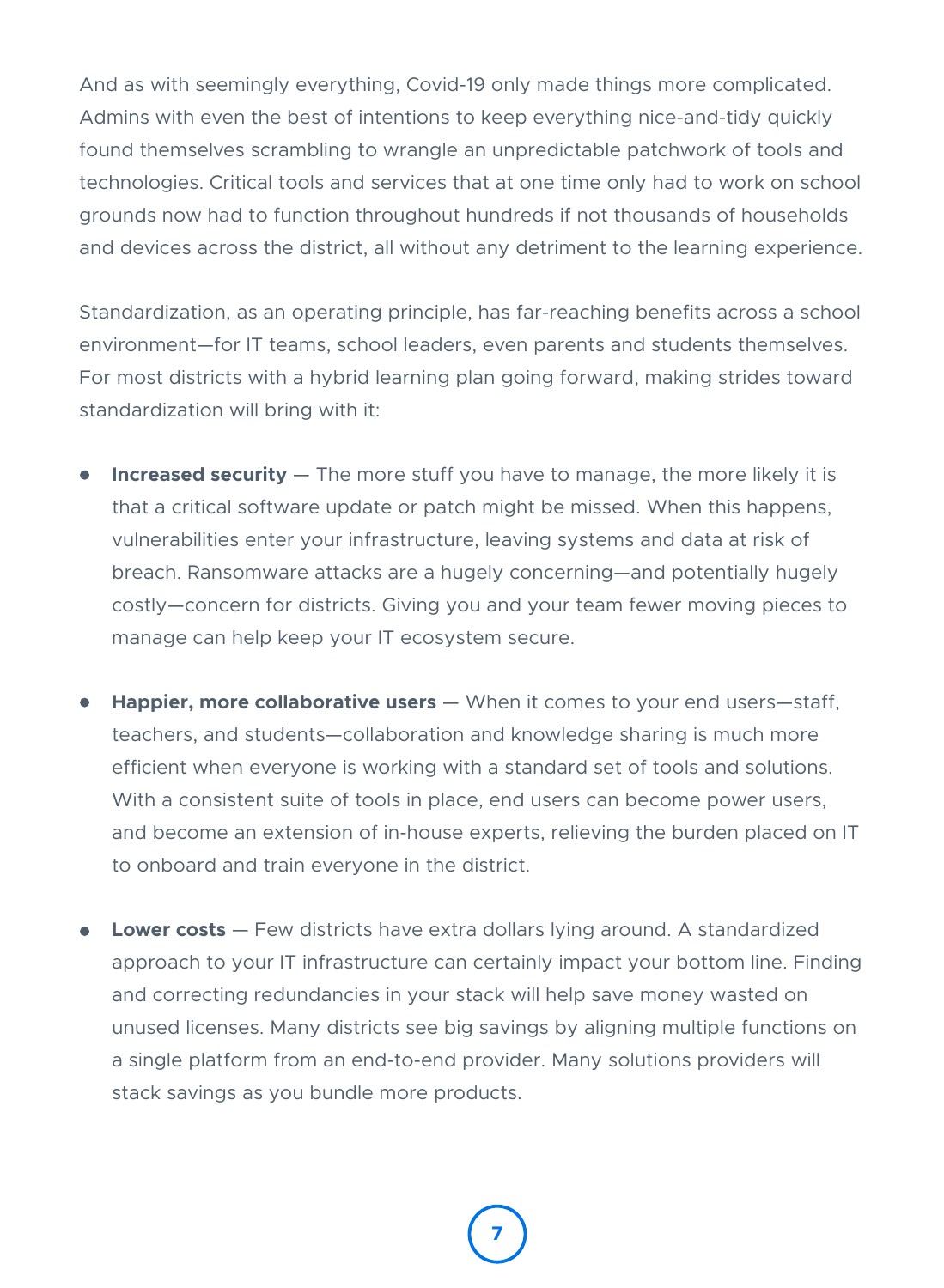And as with seemingly everything, Covid-19 only made things more complicated. Admins with even the best of intentions to keep everything nice-and-tidy quickly found themselves scrambling to wrangle an unpredictable patchwork of tools and technologies. Critical tools and services that at one time only had to work on school grounds now had to function throughout hundreds if not thousands of households and devices across the district, all without any detriment to the learning experience.

Standardization, as an operating principle, has far-reaching benefits across a school environment—for IT teams, school leaders, even parents and students themselves. For most districts with a hybrid learning plan going forward, making strides toward standardization will bring with it:

- **Increased security** — The more stuff you have to manage, the more likely it is that a critical software update or patch might be missed. When this happens, vulnerabilities enter your infrastructure, leaving systems and data at risk of breach. Ransomware attacks are a hugely concerning—and potentially hugely costly—concern for districts. Giving you and your team fewer moving pieces to manage can help keep your IT ecosystem secure.

- **Happier, more collaborative users** — When it comes to your end users—staff, teachers, and students—collaboration and knowledge sharing is much more efficient when everyone is working with a standard set of tools and solutions. With a consistent suite of tools in place, end users can become power users, and become an extension of in-house experts, relieving the burden placed on IT to onboard and train everyone in the district.

- **Lower costs** — Few districts have extra dollars lying around. A standardized approach to your IT infrastructure can certainly impact your bottom line. Finding and correcting redundancies in your stack will help save money wasted on unused licenses. Many districts see big savings by aligning multiple functions on a single platform from an end-to-end provider. Many solutions providers will stack savings as you bundle more products.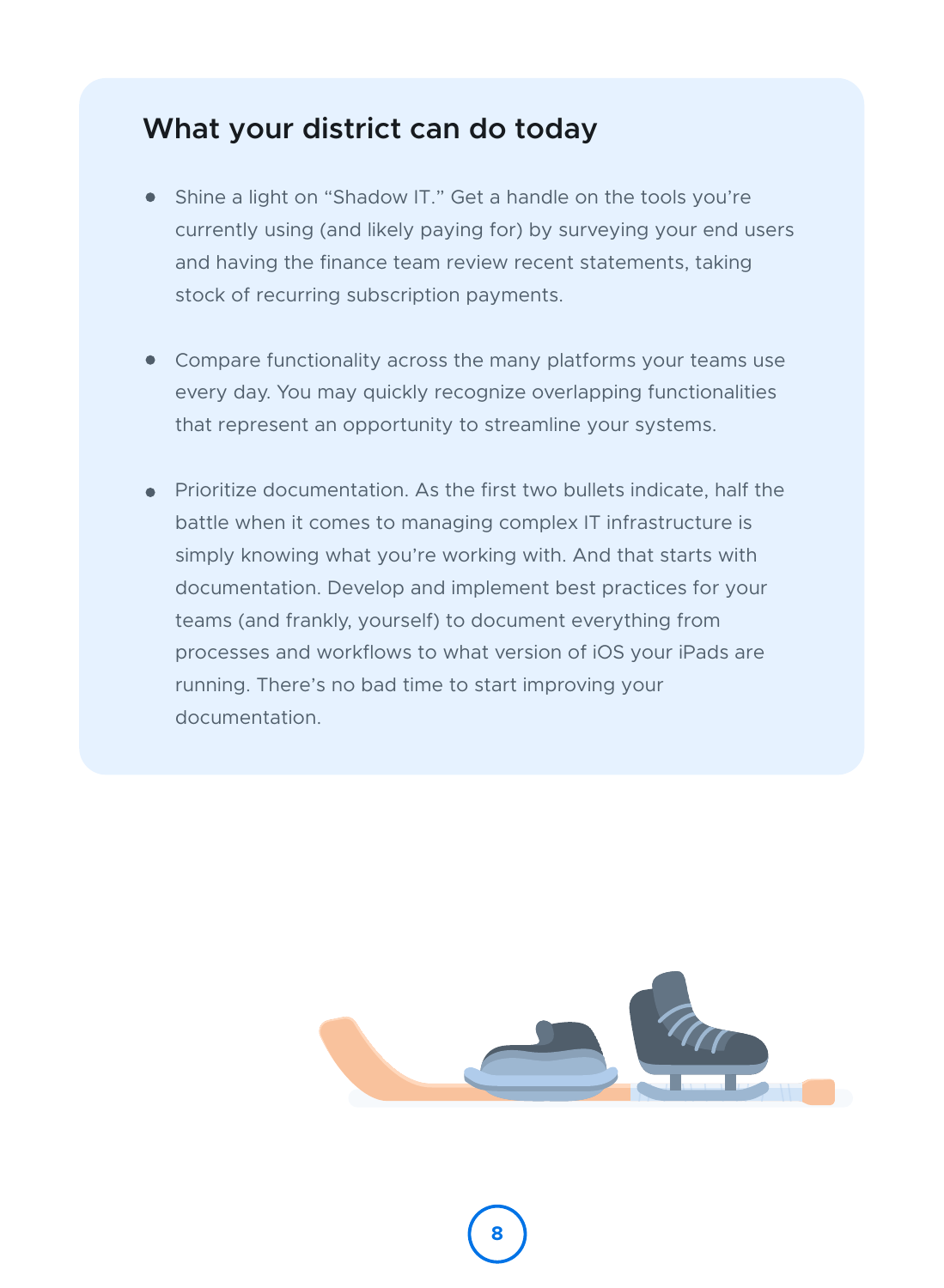## What your district can do today

- Shine a light on "Shadow IT." Get a handle on the tools you're currently using (and likely paying for) by surveying your end users and having the finance team review recent statements, taking stock of recurring subscription payments.

- Compare functionality across the many platforms your teams use every day. You may quickly recognize overlapping functionalities that represent an opportunity to streamline your systems.

- Prioritize documentation. As the first two bullets indicate, half the battle when it comes to managing complex IT infrastructure is simply knowing what you're working with. And that starts with documentation. Develop and implement best practices for your teams (and frankly, yourself) to document everything from processes and workflows to what version of iOS your iPads are running. There's no bad time to start improving your documentation.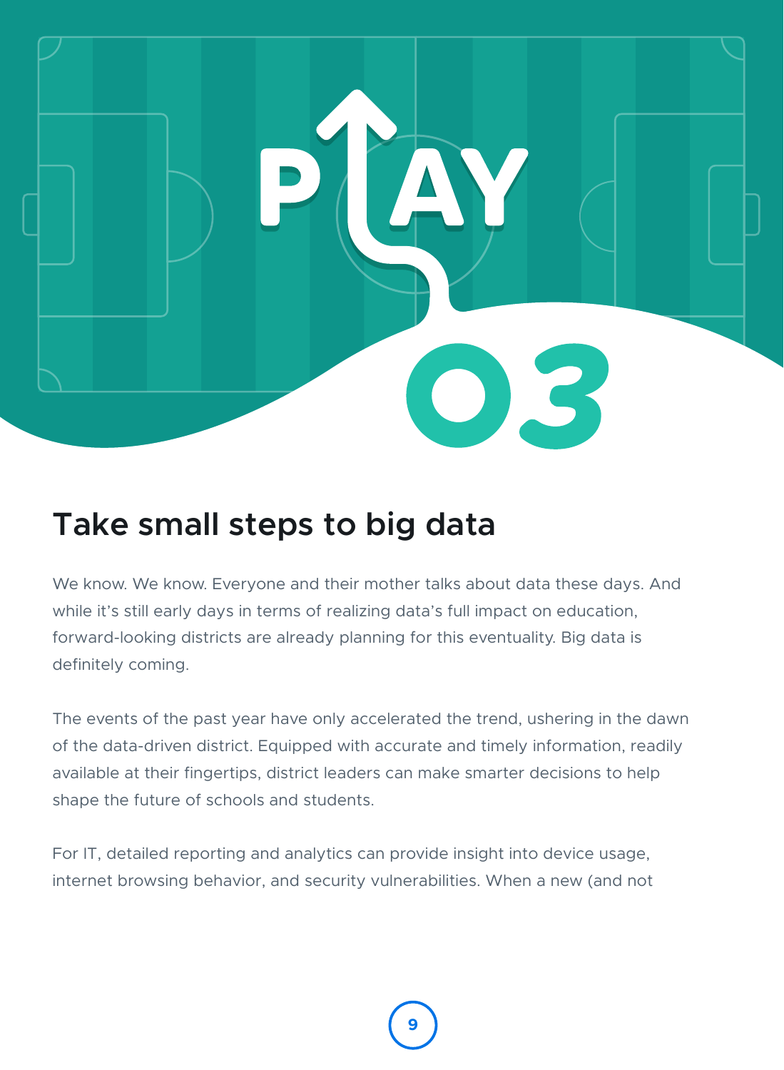# PLAY 03

## Take small steps to big data

We know. We know. Everyone and their mother talks about data these days. And while it's still early days in terms of realizing data's full impact on education, forward-looking districts are already planning for this eventuality. Big data is definitely coming.

The events of the past year have only accelerated the trend, ushering in the dawn of the data-driven district. Equipped with accurate and timely information, readily available at their fingertips, district leaders can make smarter decisions to help shape the future of schools and students.

For IT, detailed reporting and analytics can provide insight into device usage, internet browsing behavior, and security vulnerabilities. When a new (and not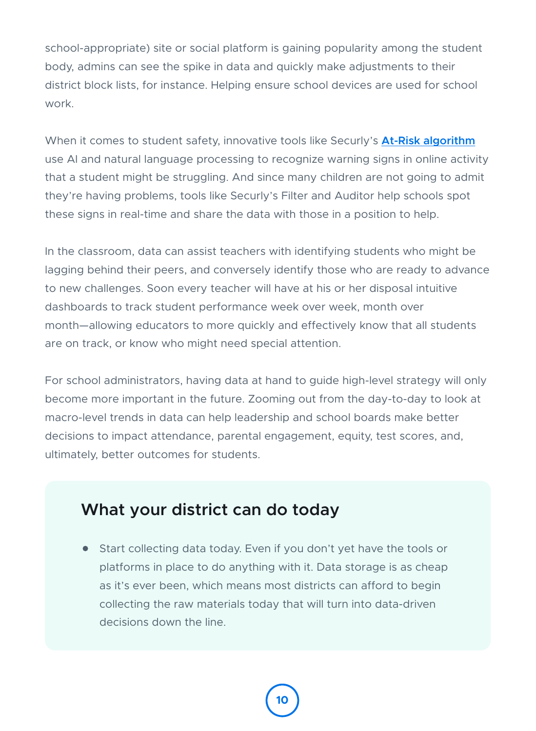school-appropriate) site or social platform is gaining popularity among the student body, admins can see the spike in data and quickly make adjustments to their district block lists, for instance. Helping ensure school devices are used for school work.

When it comes to student safety, innovative tools like Securly's **At-Risk algorithm** use AI and natural language processing to recognize warning signs in online activity that a student might be struggling. And since many children are not going to admit they're having problems, tools like Securly's Filter and Auditor help schools spot these signs in real-time and share the data with those in a position to help.

In the classroom, data can assist teachers with identifying students who might be lagging behind their peers, and conversely identify those who are ready to advance to new challenges. Soon every teacher will have at his or her disposal intuitive dashboards to track student performance week over week, month over month—allowing educators to more quickly and effectively know that all students are on track, or know who might need special attention.

For school administrators, having data at hand to guide high-level strategy will only become more important in the future. Zooming out from the day-to-day to look at macro-level trends in data can help leadership and school boards make better decisions to impact attendance, parental engagement, equity, test scores, and, ultimately, better outcomes for students.

## What your district can do today

- Start collecting data today. Even if you don't yet have the tools or platforms in place to do anything with it. Data storage is as cheap as it's ever been, which means most districts can afford to begin collecting the raw materials today that will turn into data-driven decisions down the line.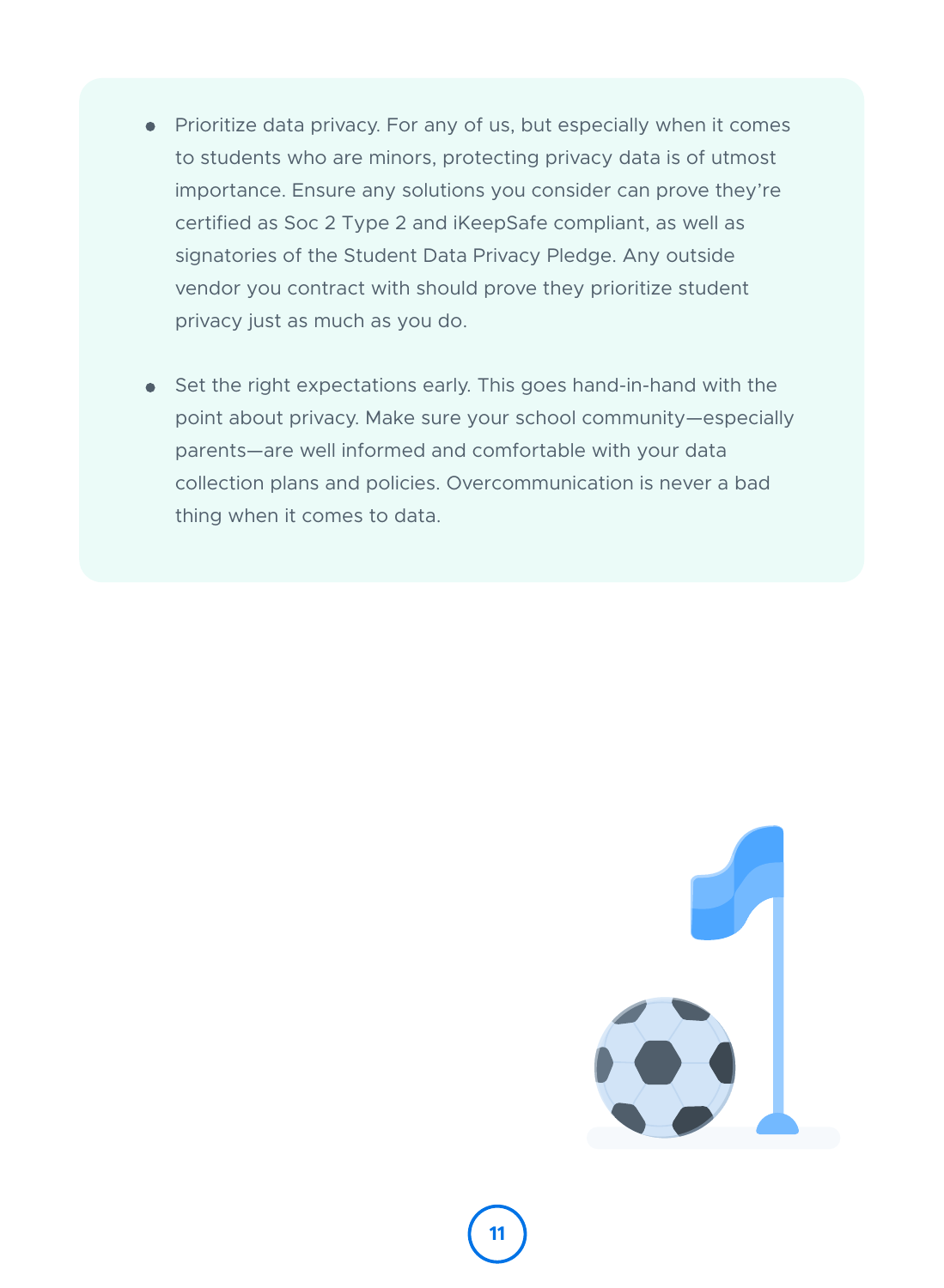- Prioritize data privacy. For any of us, but especially when it comes to students who are minors, protecting privacy data is of utmost importance. Ensure any solutions you consider can prove they're certified as Soc 2 Type 2 and iKeepSafe compliant, as well as signatories of the Student Data Privacy Pledge. Any outside vendor you contract with should prove they prioritize student privacy just as much as you do.

- Set the right expectations early. This goes hand-in-hand with the point about privacy. Make sure your school community—especially parents—are well informed and comfortable with your data collection plans and policies. Overcommunication is never a bad thing when it comes to data.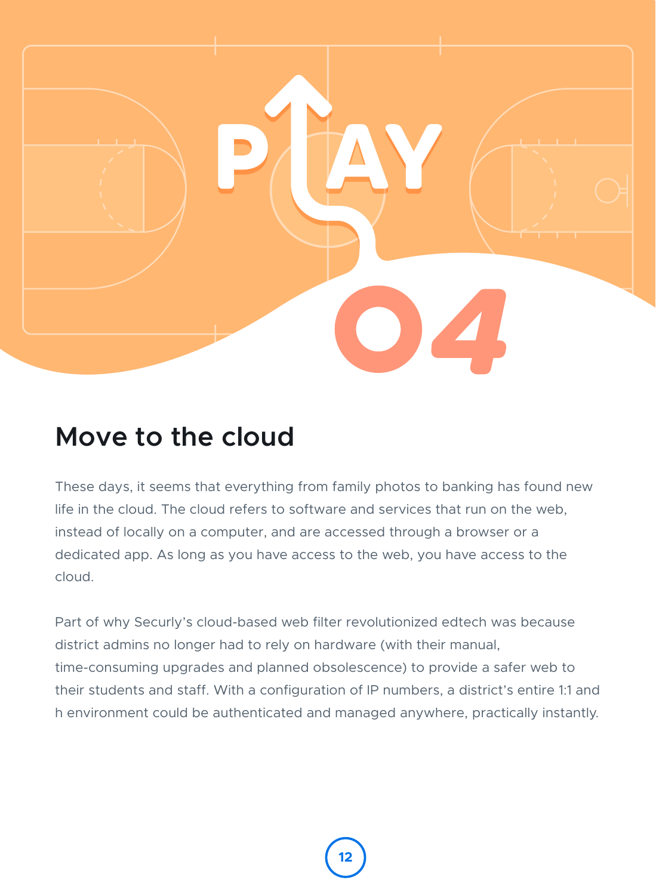# PLAY 04

## Move to the cloud

These days, it seems that everything from family photos to banking has found new life in the cloud. The cloud refers to software and services that run on the web, instead of locally on a computer, and are accessed through a browser or a dedicated app. As long as you have access to the web, you have access to the cloud.

Part of why Securly's cloud-based web filter revolutionized edtech was because district admins no longer had to rely on hardware (with their manual, time-consuming upgrades and planned obsolescence) to provide a safer web to their students and staff. With a configuration of IP numbers, a district's entire 1:1 and h environment could be authenticated and managed anywhere, practically instantly.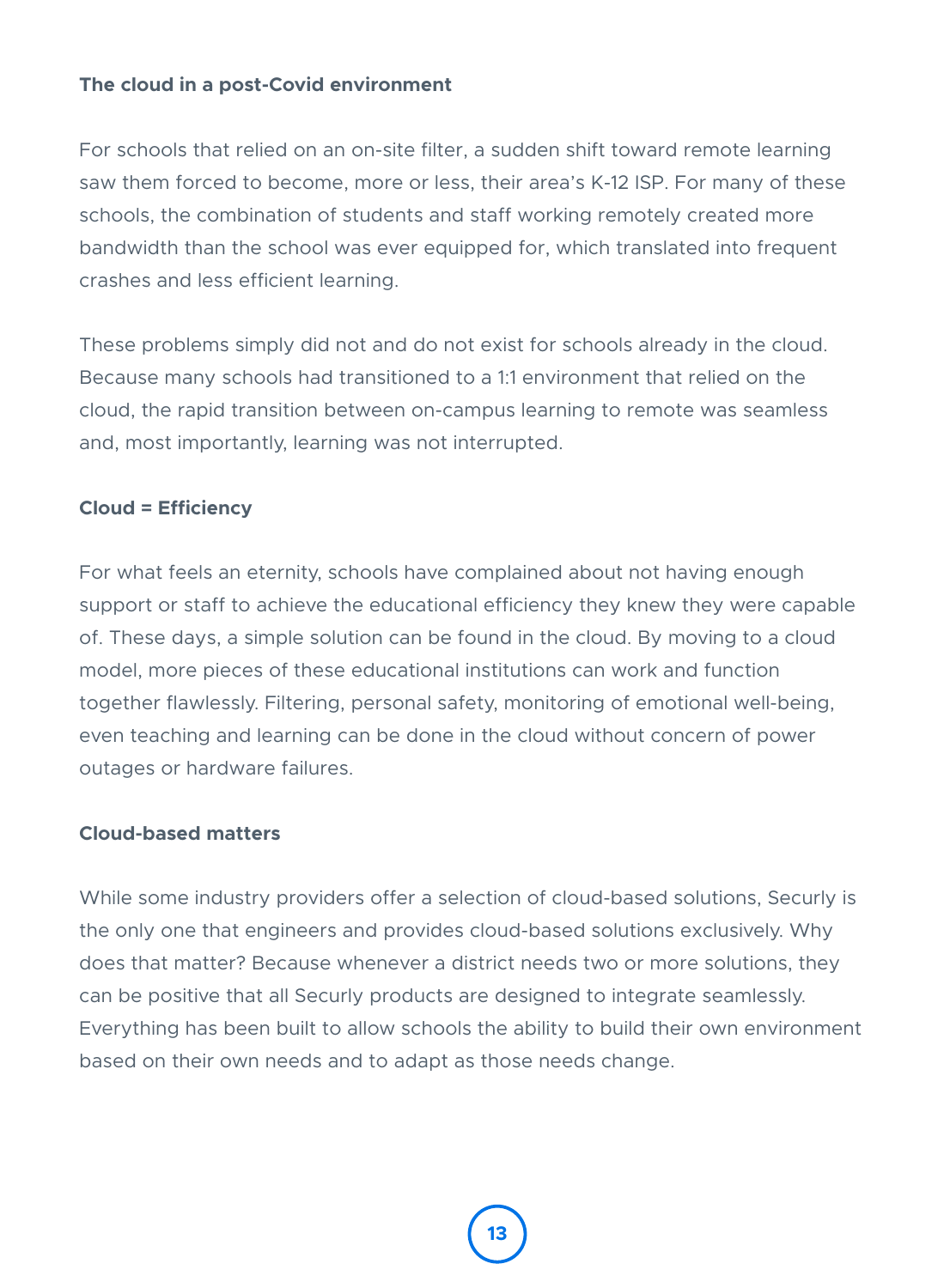**The cloud in a post-Covid environment**

For schools that relied on an on-site filter, a sudden shift toward remote learning saw them forced to become, more or less, their area's K-12 ISP. For many of these schools, the combination of students and staff working remotely created more bandwidth than the school was ever equipped for, which translated into frequent crashes and less efficient learning.

These problems simply did not and do not exist for schools already in the cloud. Because many schools had transitioned to a 1:1 environment that relied on the cloud, the rapid transition between on-campus learning to remote was seamless and, most importantly, learning was not interrupted.

**Cloud = Efficiency**

For what feels an eternity, schools have complained about not having enough support or staff to achieve the educational efficiency they knew they were capable of. These days, a simple solution can be found in the cloud. By moving to a cloud model, more pieces of these educational institutions can work and function together flawlessly. Filtering, personal safety, monitoring of emotional well-being, even teaching and learning can be done in the cloud without concern of power outages or hardware failures.

**Cloud-based matters**

While some industry providers offer a selection of cloud-based solutions, Securly is the only one that engineers and provides cloud-based solutions exclusively. Why does that matter? Because whenever a district needs two or more solutions, they can be positive that all Securly products are designed to integrate seamlessly. Everything has been built to allow schools the ability to build their own environment based on their own needs and to adapt as those needs change.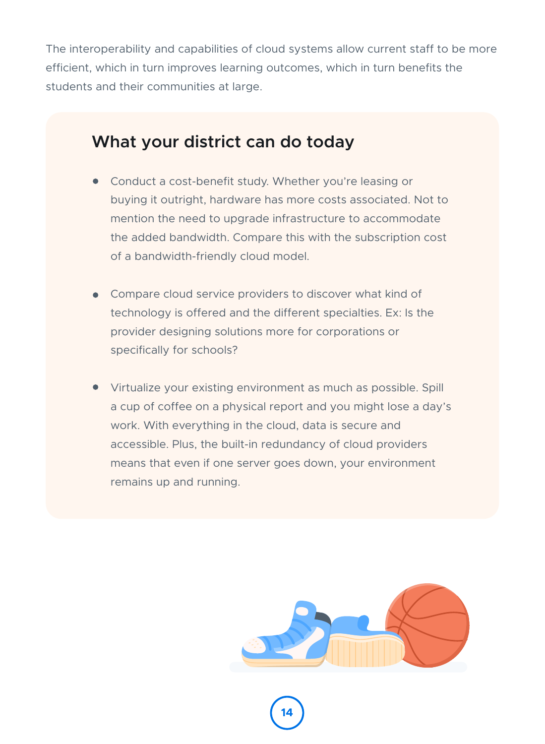The interoperability and capabilities of cloud systems allow current staff to be more efficient, which in turn improves learning outcomes, which in turn benefits the students and their communities at large.

## What your district can do today

- Conduct a cost-benefit study. Whether you're leasing or buying it outright, hardware has more costs associated. Not to mention the need to upgrade infrastructure to accommodate the added bandwidth. Compare this with the subscription cost of a bandwidth-friendly cloud model.

- Compare cloud service providers to discover what kind of technology is offered and the different specialties. Ex: Is the provider designing solutions more for corporations or specifically for schools?

- Virtualize your existing environment as much as possible. Spill a cup of coffee on a physical report and you might lose a day's work. With everything in the cloud, data is secure and accessible. Plus, the built-in redundancy of cloud providers means that even if one server goes down, your environment remains up and running.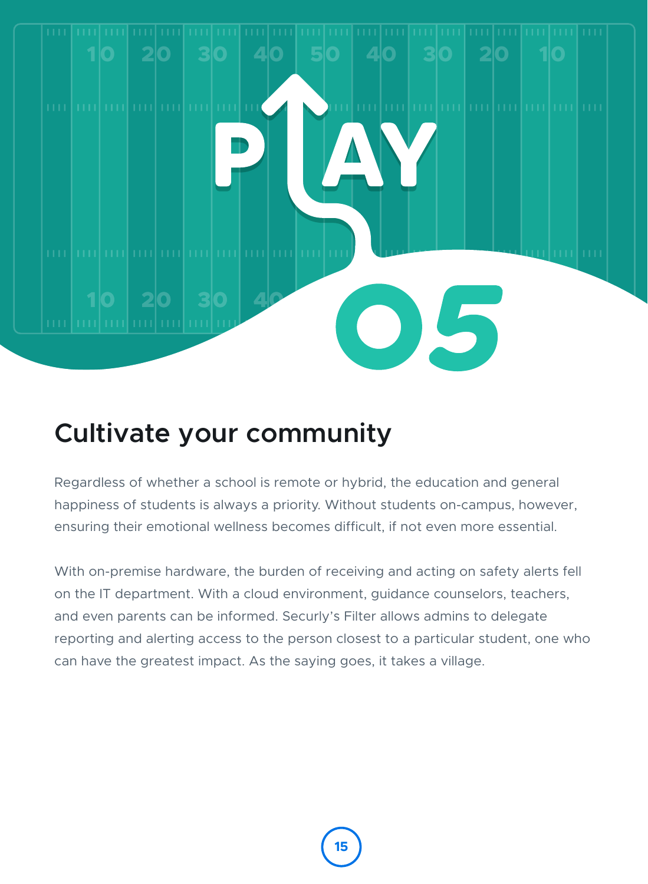# PLAY 05

## Cultivate your community

Regardless of whether a school is remote or hybrid, the education and general happiness of students is always a priority. Without students on-campus, however, ensuring their emotional wellness becomes difficult, if not even more essential.

With on-premise hardware, the burden of receiving and acting on safety alerts fell on the IT department. With a cloud environment, guidance counselors, teachers, and even parents can be informed. Securly's Filter allows admins to delegate reporting and alerting access to the person closest to a particular student, one who can have the greatest impact. As the saying goes, it takes a village.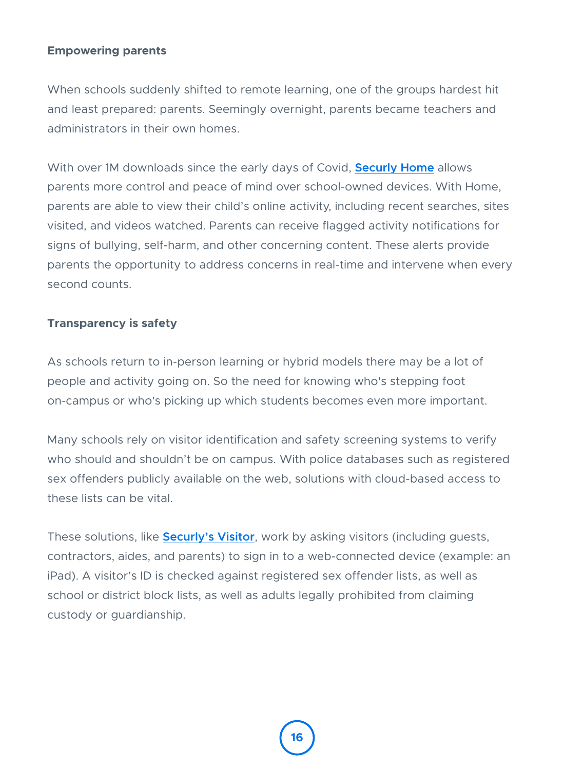**Empowering parents**

When schools suddenly shifted to remote learning, one of the groups hardest hit and least prepared: parents. Seemingly overnight, parents became teachers and administrators in their own homes.

With over 1M downloads since the early days of Covid, **Securly Home** allows parents more control and peace of mind over school-owned devices. With Home, parents are able to view their child's online activity, including recent searches, sites visited, and videos watched. Parents can receive flagged activity notifications for signs of bullying, self-harm, and other concerning content. These alerts provide parents the opportunity to address concerns in real-time and intervene when every second counts.

**Transparency is safety**

As schools return to in-person learning or hybrid models there may be a lot of people and activity going on. So the need for knowing who's stepping foot on-campus or who's picking up which students becomes even more important.

Many schools rely on visitor identification and safety screening systems to verify who should and shouldn't be on campus. With police databases such as registered sex offenders publicly available on the web, solutions with cloud-based access to these lists can be vital.

These solutions, like **Securly's Visitor**, work by asking visitors (including guests, contractors, aides, and parents) to sign in to a web-connected device (example: an iPad). A visitor's ID is checked against registered sex offender lists, as well as school or district block lists, as well as adults legally prohibited from claiming custody or guardianship.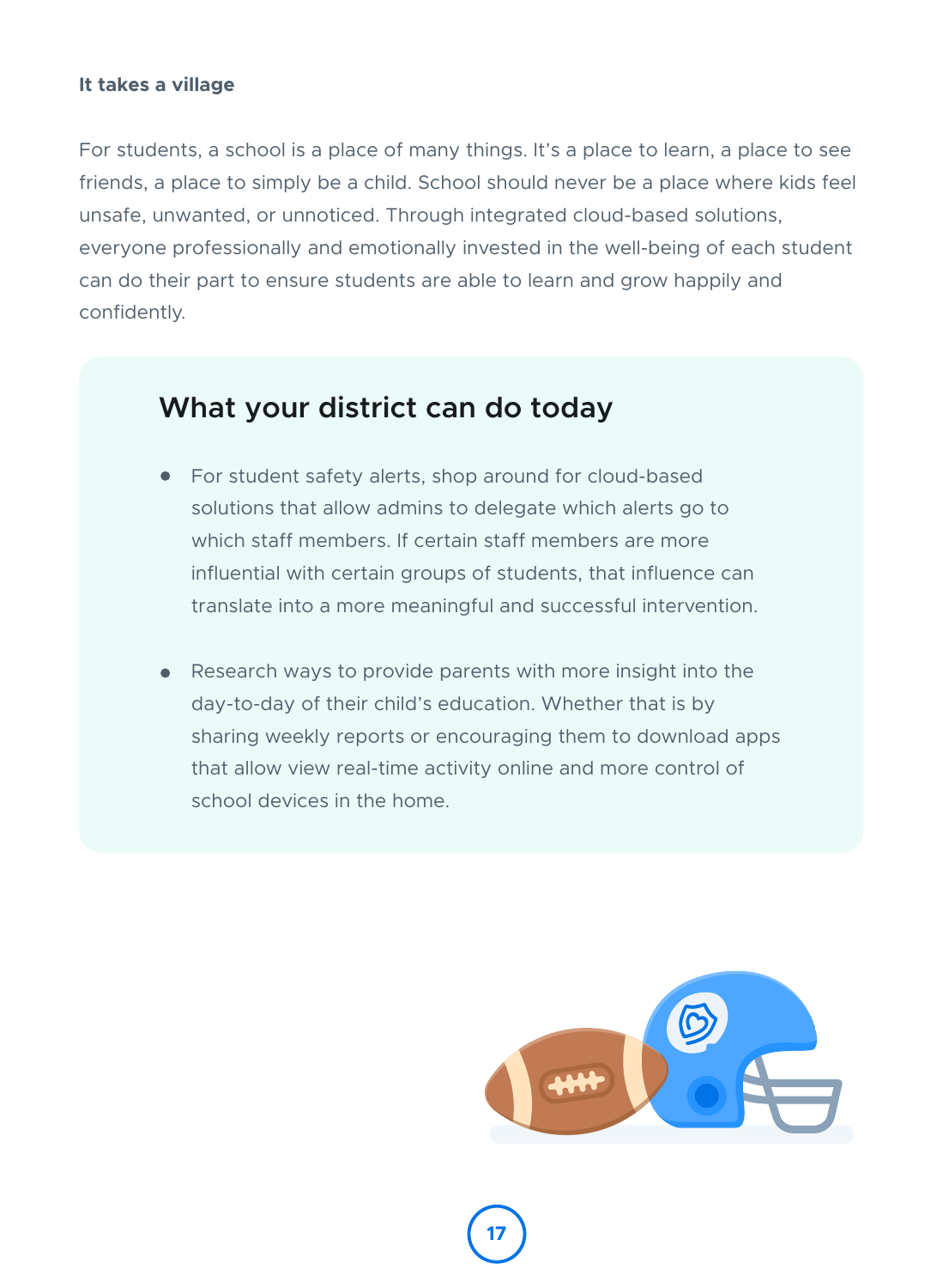**It takes a village**

For students, a school is a place of many things. It's a place to learn, a place to see friends, a place to simply be a child. School should never be a place where kids feel unsafe, unwanted, or unnoticed. Through integrated cloud-based solutions, everyone professionally and emotionally invested in the well-being of each student can do their part to ensure students are able to learn and grow happily and confidently.

## What your district can do today

- For student safety alerts, shop around for cloud-based solutions that allow admins to delegate which alerts go to which staff members. If certain staff members are more influential with certain groups of students, that influence can translate into a more meaningful and successful intervention.

- Research ways to provide parents with more insight into the day-to-day of their child's education. Whether that is by sharing weekly reports or encouraging them to download apps that allow view real-time activity online and more control of school devices in the home.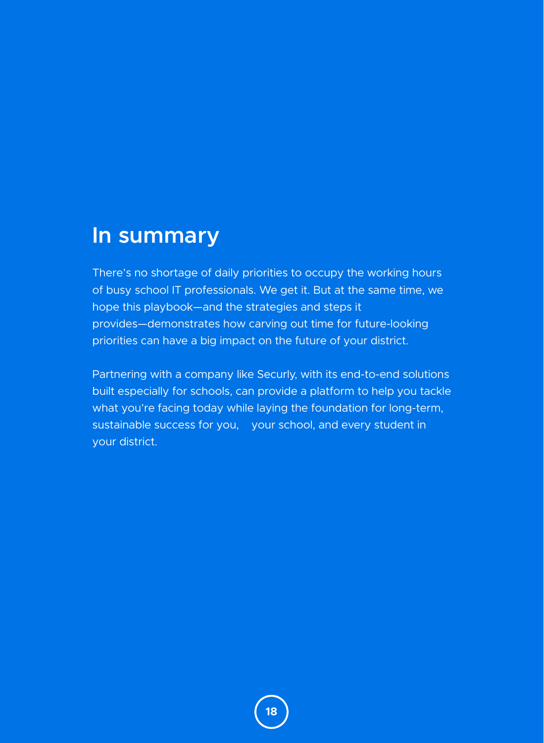# In summary

There's no shortage of daily priorities to occupy the working hours of busy school IT professionals. We get it. But at the same time, we hope this playbook—and the strategies and steps it provides—demonstrates how carving out time for future-looking priorities can have a big impact on the future of your district.

Partnering with a company like Securly, with its end-to-end solutions built especially for schools, can provide a platform to help you tackle what you're facing today while laying the foundation for long-term, sustainable success for you, your school, and every student in your district.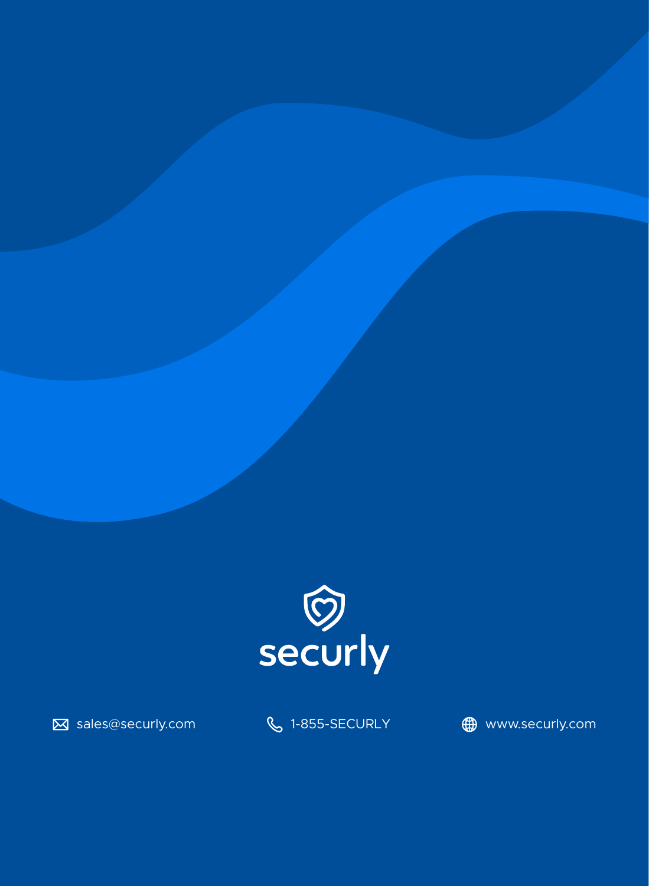securly

sales@securly.com

1-855-SECURLY

www.securly.com